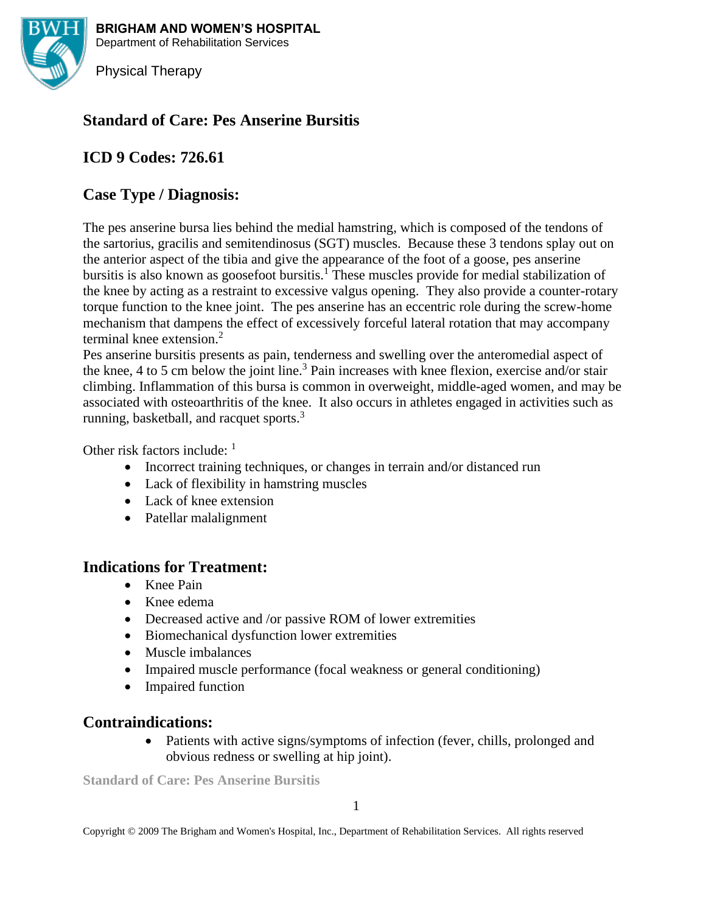BRIGHAM AND WOMEN'S HOSPITAL
Department of Rehabilitation Services

Physical Therapy

# Standard of Care: Pes Anserine Bursitis

## ICD 9 Codes: 726.61

## Case Type / Diagnosis:

The pes anserine bursa lies behind the medial hamstring, which is composed of the tendons of the sartorius, gracilis and semitendinosus (SGT) muscles. Because these 3 tendons splay out on the anterior aspect of the tibia and give the appearance of the foot of a goose, pes anserine bursitis is also known as goosefoot bursitis.[1] These muscles provide for medial stabilization of the knee by acting as a restraint to excessive valgus opening. They also provide a counter-rotary torque function to the knee joint. The pes anserine has an eccentric role during the screw-home mechanism that dampens the effect of excessively forceful lateral rotation that may accompany terminal knee extension.[2]

Pes anserine bursitis presents as pain, tenderness and swelling over the anteromedial aspect of the knee, 4 to 5 cm below the joint line.[3] Pain increases with knee flexion, exercise and/or stair climbing. Inflammation of this bursa is common in overweight, middle-aged women, and may be associated with osteoarthritis of the knee. It also occurs in athletes engaged in activities such as running, basketball, and racquet sports.[3]

Other risk factors include: [1]

- Incorrect training techniques, or changes in terrain and/or distanced run
- Lack of flexibility in hamstring muscles
- Lack of knee extension
- Patellar malalignment

## Indications for Treatment:

- Knee Pain
- Knee edema
- Decreased active and /or passive ROM of lower extremities
- Biomechanical dysfunction lower extremities
- Muscle imbalances
- Impaired muscle performance (focal weakness or general conditioning)
- Impaired function

## Contraindications:

- Patients with active signs/symptoms of infection (fever, chills, prolonged and obvious redness or swelling at hip joint).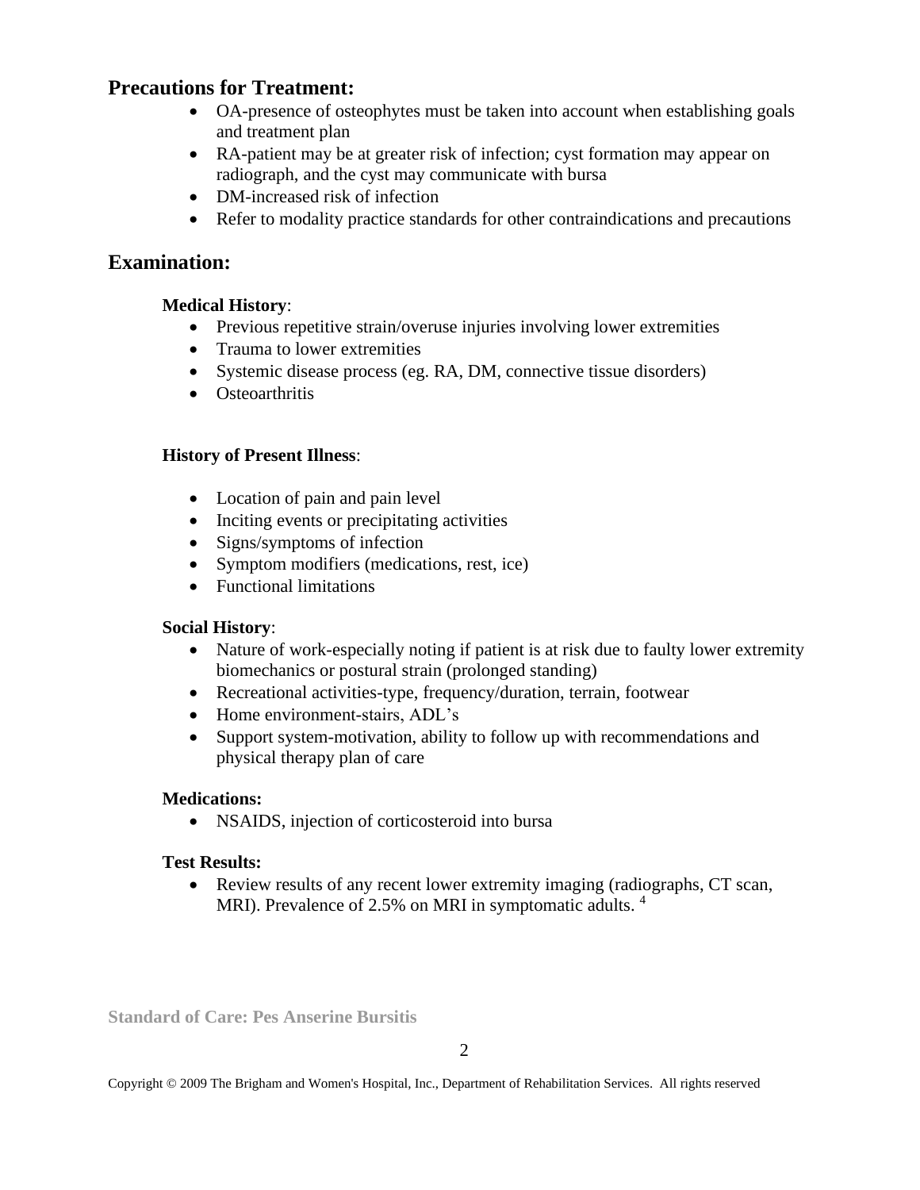## Precautions for Treatment:

- OA-presence of osteophytes must be taken into account when establishing goals and treatment plan
- RA-patient may be at greater risk of infection; cyst formation may appear on radiograph, and the cyst may communicate with bursa
- DM-increased risk of infection
- Refer to modality practice standards for other contraindications and precautions

## Examination:

**Medical History**:

- Previous repetitive strain/overuse injuries involving lower extremities
- Trauma to lower extremities
- Systemic disease process (eg. RA, DM, connective tissue disorders)
- Osteoarthritis

**History of Present Illness**:

- Location of pain and pain level
- Inciting events or precipitating activities
- Signs/symptoms of infection
- Symptom modifiers (medications, rest, ice)
- Functional limitations

**Social History**:

- Nature of work-especially noting if patient is at risk due to faulty lower extremity biomechanics or postural strain (prolonged standing)
- Recreational activities-type, frequency/duration, terrain, footwear
- Home environment-stairs, ADL's
- Support system-motivation, ability to follow up with recommendations and physical therapy plan of care

**Medications:**

- NSAIDS, injection of corticosteroid into bursa

**Test Results:**

- Review results of any recent lower extremity imaging (radiographs, CT scan, MRI). Prevalence of 2.5% on MRI in symptomatic adults. [4]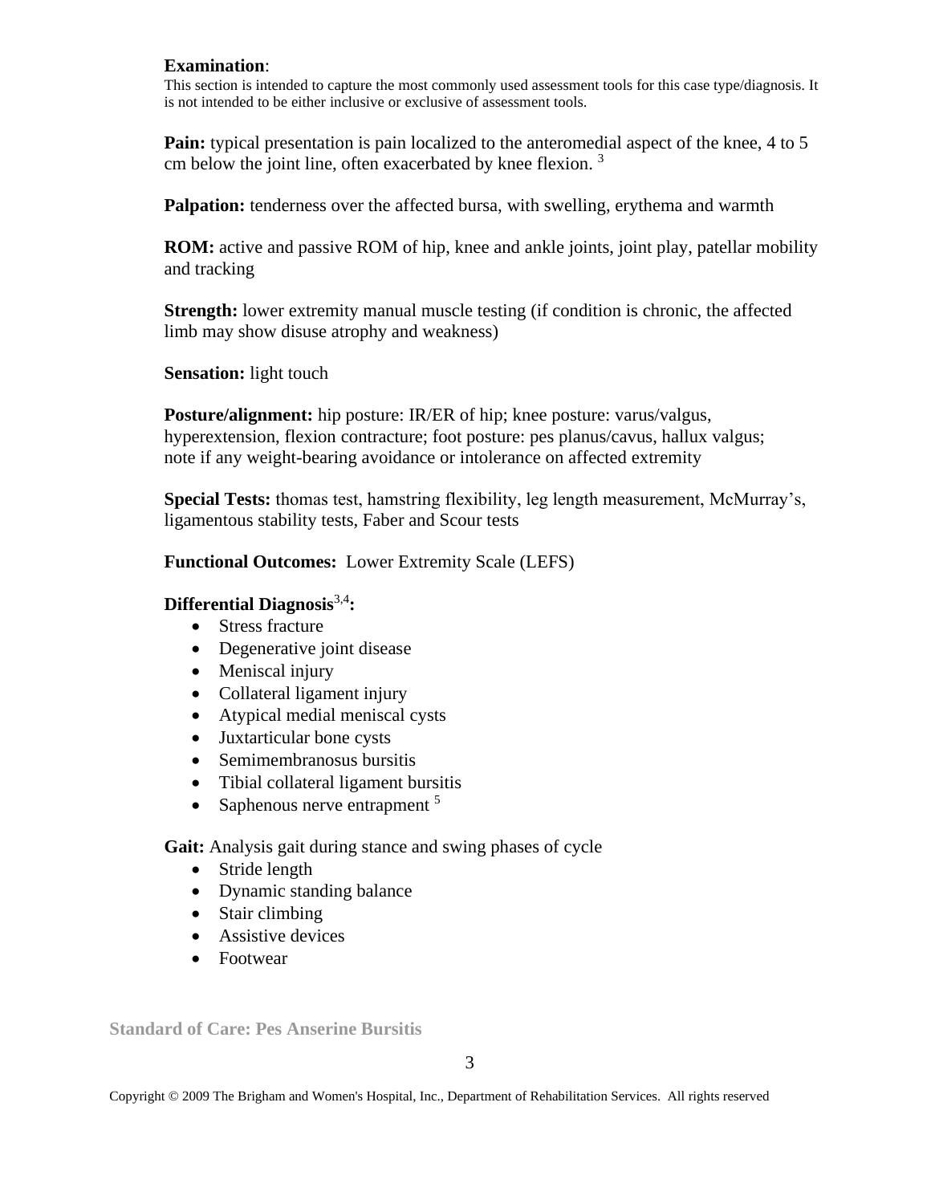**Examination**:

This section is intended to capture the most commonly used assessment tools for this case type/diagnosis. It is not intended to be either inclusive or exclusive of assessment tools.

**Pain:** typical presentation is pain localized to the anteromedial aspect of the knee, 4 to 5 cm below the joint line, often exacerbated by knee flexion. [3]

**Palpation:** tenderness over the affected bursa, with swelling, erythema and warmth

**ROM:** active and passive ROM of hip, knee and ankle joints, joint play, patellar mobility and tracking

**Strength:** lower extremity manual muscle testing (if condition is chronic, the affected limb may show disuse atrophy and weakness)

**Sensation:** light touch

**Posture/alignment:** hip posture: IR/ER of hip; knee posture: varus/valgus, hyperextension, flexion contracture; foot posture: pes planus/cavus, hallux valgus; note if any weight-bearing avoidance or intolerance on affected extremity

**Special Tests:** thomas test, hamstring flexibility, leg length measurement, McMurray's, ligamentous stability tests, Faber and Scour tests

**Functional Outcomes:** Lower Extremity Scale (LEFS)

**Differential Diagnosis**[3,4]**:**

- Stress fracture
- Degenerative joint disease
- Meniscal injury
- Collateral ligament injury
- Atypical medial meniscal cysts
- Juxtarticular bone cysts
- Semimembranosus bursitis
- Tibial collateral ligament bursitis
- Saphenous nerve entrapment [5]

**Gait:** Analysis gait during stance and swing phases of cycle

- Stride length
- Dynamic standing balance
- Stair climbing
- Assistive devices
- Footwear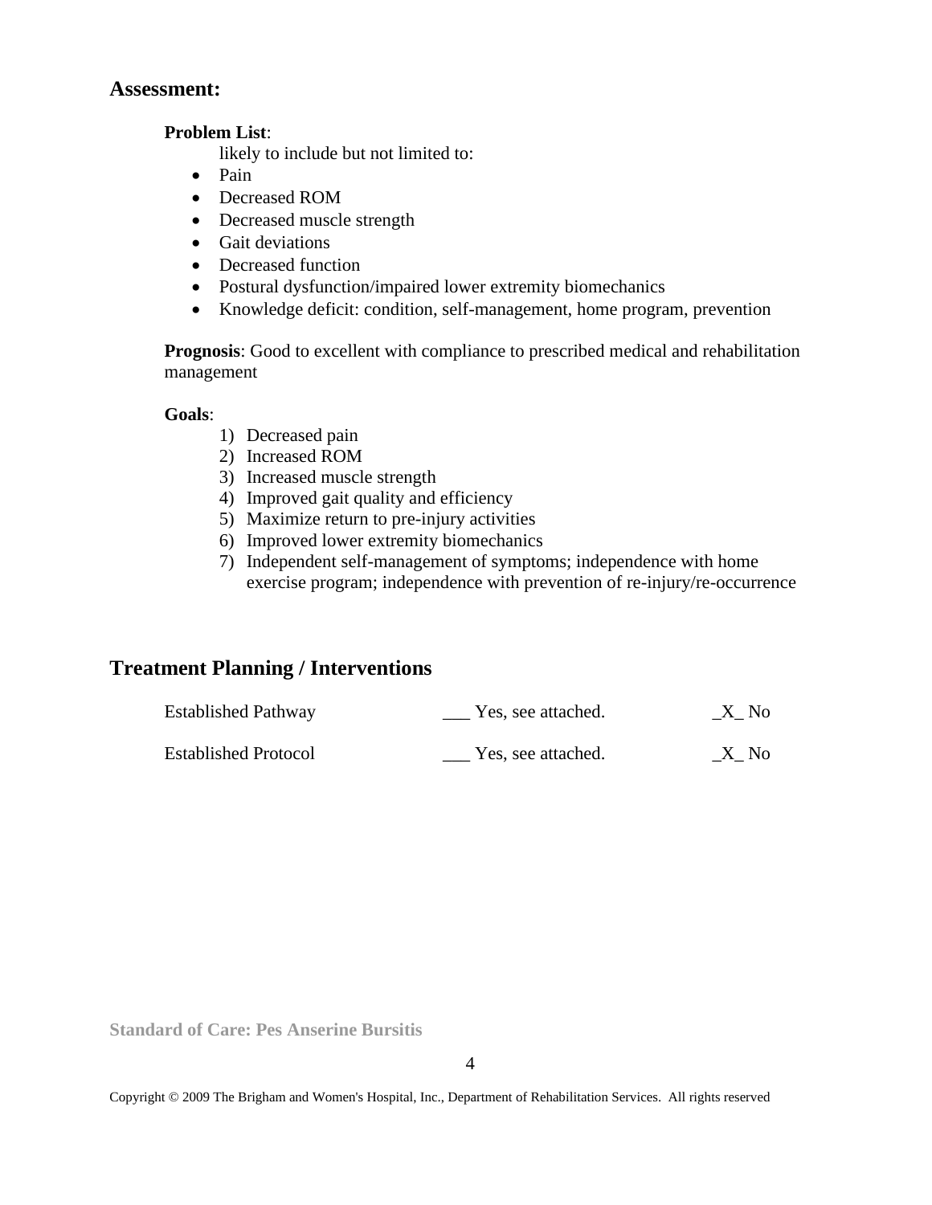## Assessment:

**Problem List**:

likely to include but not limited to:

- Pain
- Decreased ROM
- Decreased muscle strength
- Gait deviations
- Decreased function
- Postural dysfunction/impaired lower extremity biomechanics
- Knowledge deficit: condition, self-management, home program, prevention

**Prognosis**: Good to excellent with compliance to prescribed medical and rehabilitation management

**Goals**:

1) Decreased pain
2) Increased ROM
3) Increased muscle strength
4) Improved gait quality and efficiency
5) Maximize return to pre-injury activities
6) Improved lower extremity biomechanics
7) Independent self-management of symptoms; independence with home exercise program; independence with prevention of re-injury/re-occurrence

## Treatment Planning / Interventions

| | | |
|---|---|---|
| Established Pathway | ___ Yes, see attached. | _X_ No |
| Established Protocol | ___ Yes, see attached. | _X_ No |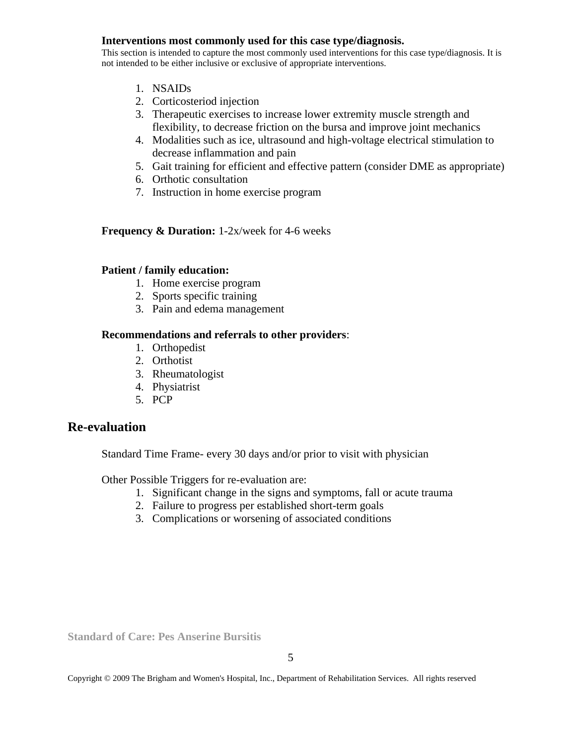**Interventions most commonly used for this case type/diagnosis.**

This section is intended to capture the most commonly used interventions for this case type/diagnosis. It is not intended to be either inclusive or exclusive of appropriate interventions.

1. NSAIDs
2. Corticosteriod injection
3. Therapeutic exercises to increase lower extremity muscle strength and flexibility, to decrease friction on the bursa and improve joint mechanics
4. Modalities such as ice, ultrasound and high-voltage electrical stimulation to decrease inflammation and pain
5. Gait training for efficient and effective pattern (consider DME as appropriate)
6. Orthotic consultation
7. Instruction in home exercise program

**Frequency & Duration:** 1-2x/week for 4-6 weeks

**Patient / family education:**

1. Home exercise program
2. Sports specific training
3. Pain and edema management

**Recommendations and referrals to other providers**:

1. Orthopedist
2. Orthotist
3. Rheumatologist
4. Physiatrist
5. PCP

## Re-evaluation

Standard Time Frame- every 30 days and/or prior to visit with physician

Other Possible Triggers for re-evaluation are:

1. Significant change in the signs and symptoms, fall or acute trauma
2. Failure to progress per established short-term goals
3. Complications or worsening of associated conditions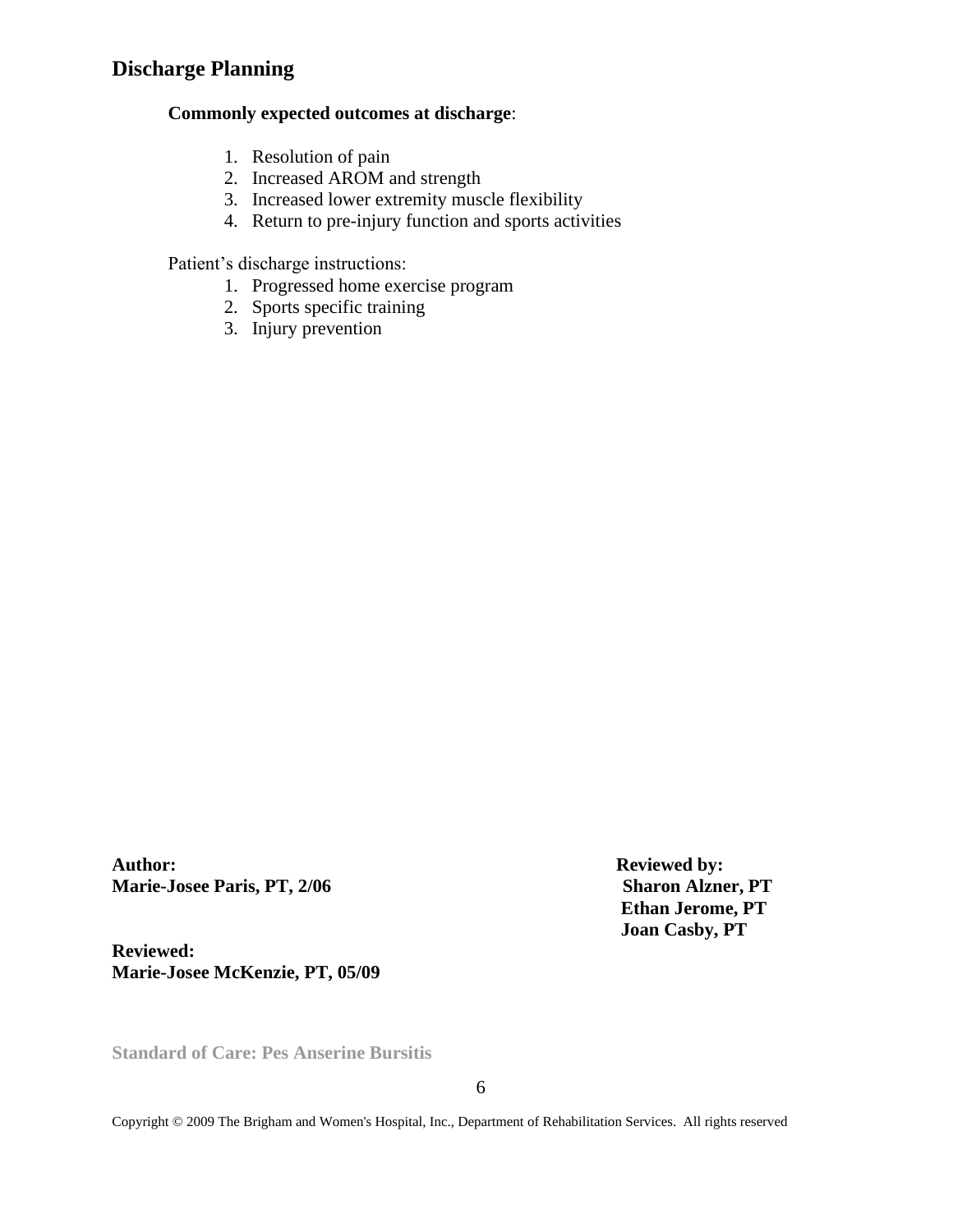## Discharge Planning

**Commonly expected outcomes at discharge**:

1. Resolution of pain
2. Increased AROM and strength
3. Increased lower extremity muscle flexibility
4. Return to pre-injury function and sports activities

Patient's discharge instructions:

1. Progressed home exercise program
2. Sports specific training
3. Injury prevention

**Author:**
**Marie-Josee Paris, PT, 2/06**

**Reviewed by:**
**Sharon Alzner, PT**
**Ethan Jerome, PT**
**Joan Casby, PT**

**Reviewed:**
**Marie-Josee McKenzie, PT, 05/09**

Copyright © 2009 The Brigham and Women's Hospital, Inc., Department of Rehabilitation Services. All rights reserved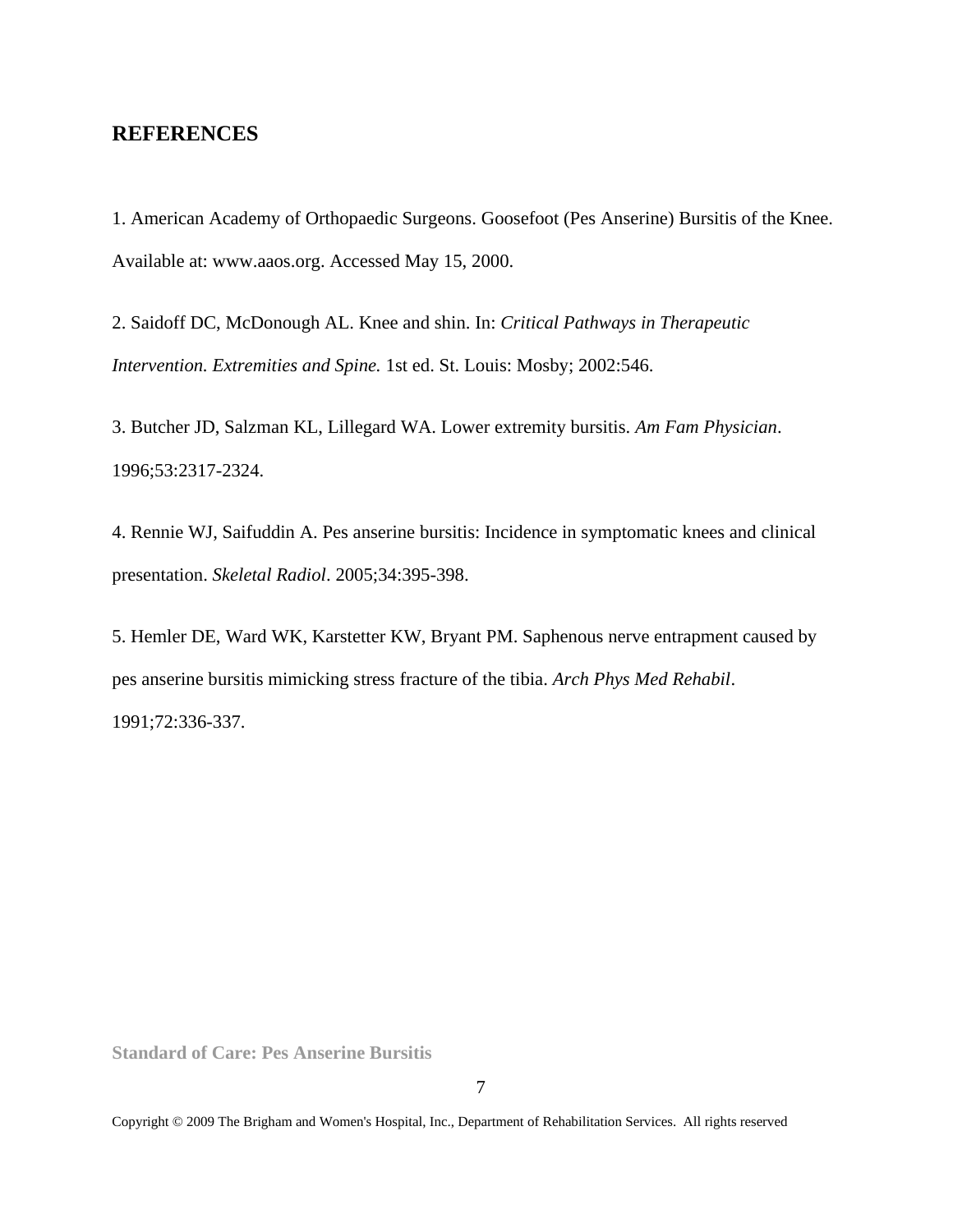## REFERENCES

1. American Academy of Orthopaedic Surgeons. Goosefoot (Pes Anserine) Bursitis of the Knee. Available at: www.aaos.org. Accessed May 15, 2000.

2. Saidoff DC, McDonough AL. Knee and shin. In: *Critical Pathways in Therapeutic Intervention. Extremities and Spine.* 1st ed. St. Louis: Mosby; 2002:546.

3. Butcher JD, Salzman KL, Lillegard WA. Lower extremity bursitis. *Am Fam Physician*. 1996;53:2317-2324.

4. Rennie WJ, Saifuddin A. Pes anserine bursitis: Incidence in symptomatic knees and clinical presentation. *Skeletal Radiol*. 2005;34:395-398.

5. Hemler DE, Ward WK, Karstetter KW, Bryant PM. Saphenous nerve entrapment caused by pes anserine bursitis mimicking stress fracture of the tibia. *Arch Phys Med Rehabil*. 1991;72:336-337.